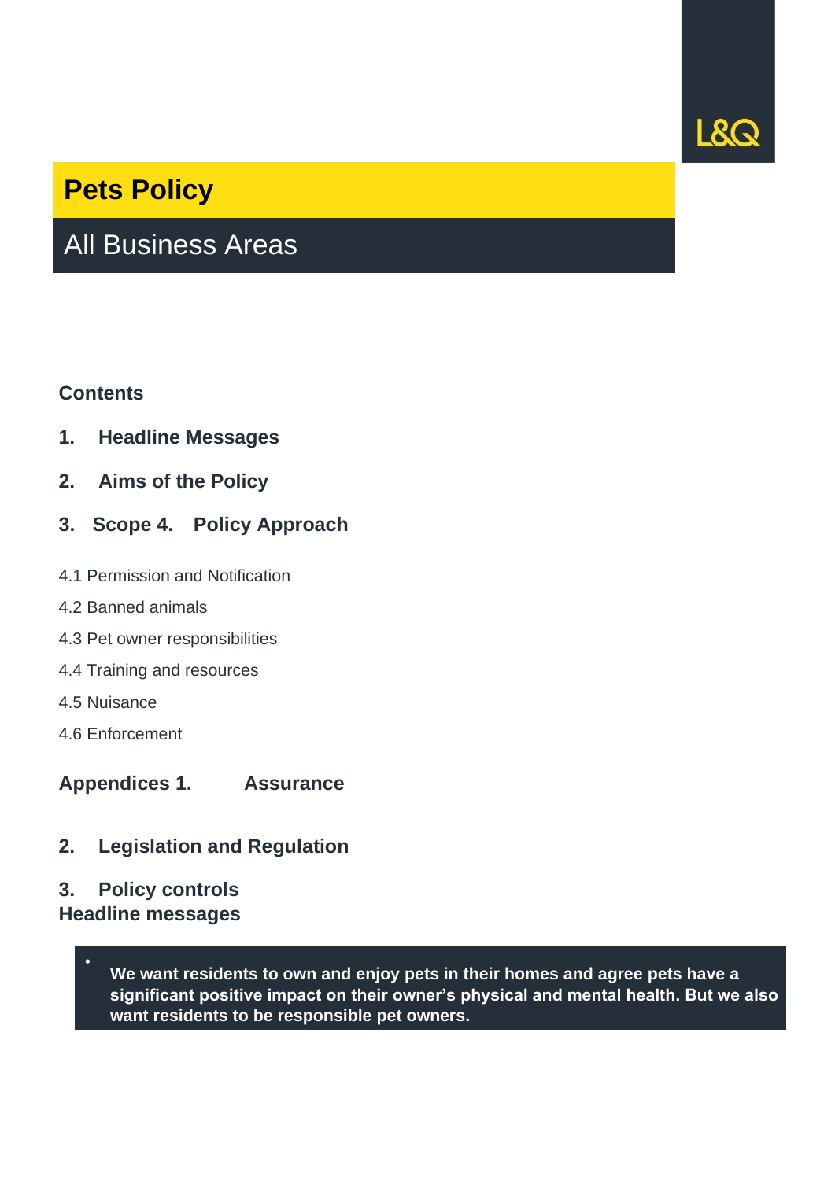L&Q

# Pets Policy

## All Business Areas

**Contents**

1. **Headline Messages**

2. **Aims of the Policy**

3. **Scope 4. Policy Approach**

4.1 Permission and Notification

4.2 Banned animals

4.3 Pet owner responsibilities

4.4 Training and resources

4.5 Nuisance

4.6 Enforcement

**Appendices 1. Assurance**

2. **Legislation and Regulation**

3. **Policy controls**

## Headline messages

- **We want residents to own and enjoy pets in their homes and agree pets have a significant positive impact on their owner's physical and mental health. But we also want residents to be responsible pet owners.**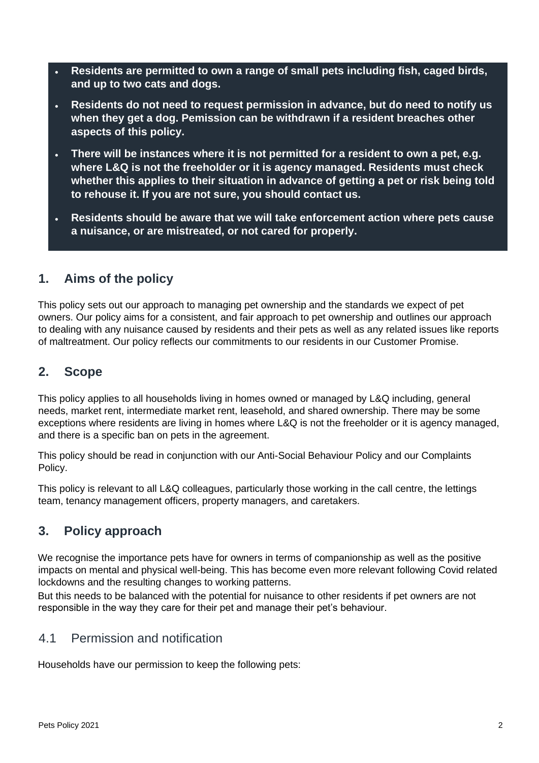- **Residents are permitted to own a range of small pets including fish, caged birds, and up to two cats and dogs.**
- **Residents do not need to request permission in advance, but do need to notify us when they get a dog. Pemission can be withdrawn if a resident breaches other aspects of this policy.**
- **There will be instances where it is not permitted for a resident to own a pet, e.g. where L&Q is not the freeholder or it is agency managed. Residents must check whether this applies to their situation in advance of getting a pet or risk being told to rehouse it. If you are not sure, you should contact us.**
- **Residents should be aware that we will take enforcement action where pets cause a nuisance, or are mistreated, or not cared for properly.**

## 1. Aims of the policy

This policy sets out our approach to managing pet ownership and the standards we expect of pet owners. Our policy aims for a consistent, and fair approach to pet ownership and outlines our approach to dealing with any nuisance caused by residents and their pets as well as any related issues like reports of maltreatment. Our policy reflects our commitments to our residents in our Customer Promise.

## 2. Scope

This policy applies to all households living in homes owned or managed by L&Q including, general needs, market rent, intermediate market rent, leasehold, and shared ownership. There may be some exceptions where residents are living in homes where L&Q is not the freeholder or it is agency managed, and there is a specific ban on pets in the agreement.

This policy should be read in conjunction with our Anti-Social Behaviour Policy and our Complaints Policy.

This policy is relevant to all L&Q colleagues, particularly those working in the call centre, the lettings team, tenancy management officers, property managers, and caretakers.

## 3. Policy approach

We recognise the importance pets have for owners in terms of companionship as well as the positive impacts on mental and physical well-being. This has become even more relevant following Covid related lockdowns and the resulting changes to working patterns.

But this needs to be balanced with the potential for nuisance to other residents if pet owners are not responsible in the way they care for their pet and manage their pet's behaviour.

### 4.1 Permission and notification

Households have our permission to keep the following pets: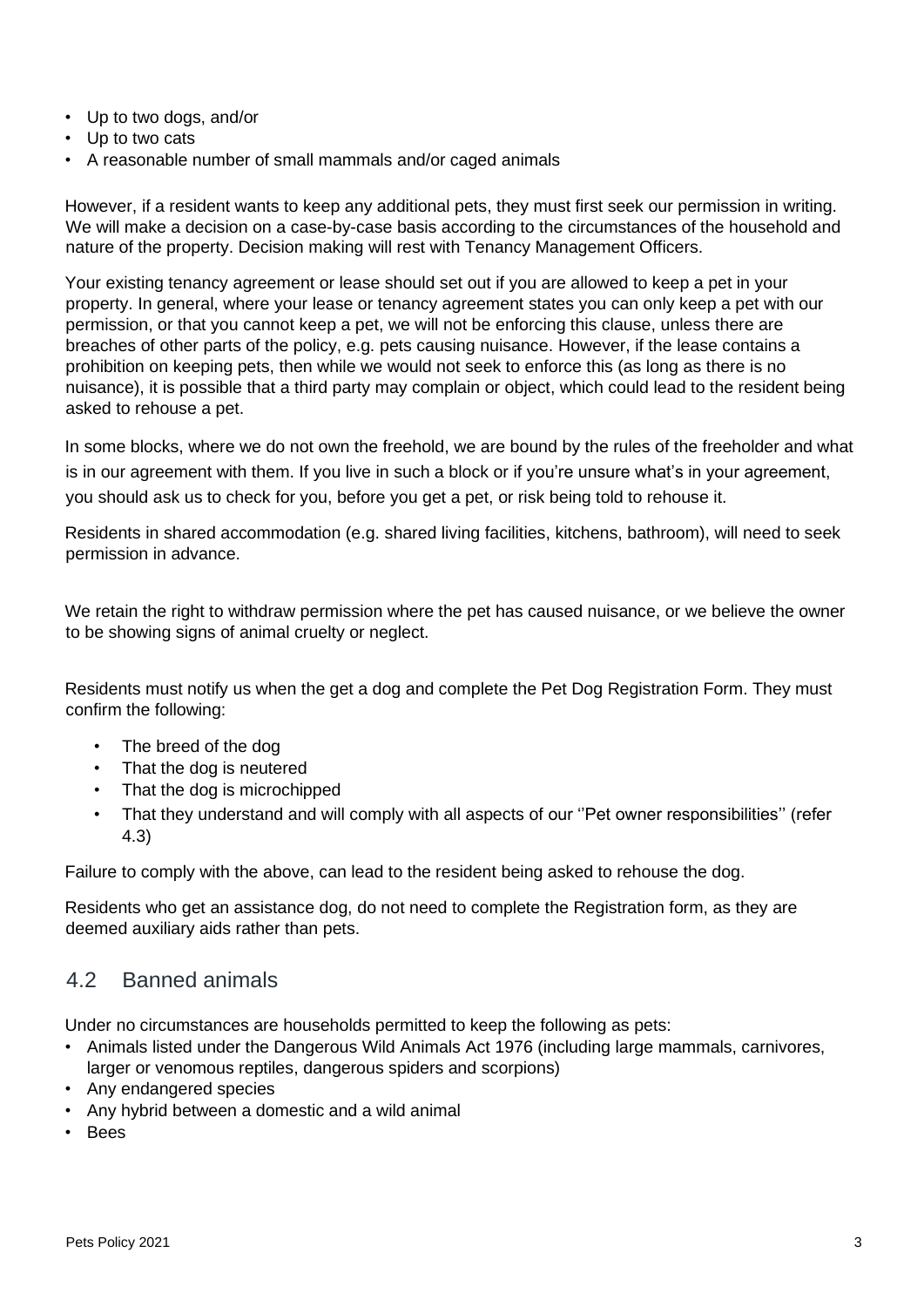- Up to two dogs, and/or
- Up to two cats
- A reasonable number of small mammals and/or caged animals

However, if a resident wants to keep any additional pets, they must first seek our permission in writing. We will make a decision on a case-by-case basis according to the circumstances of the household and nature of the property. Decision making will rest with Tenancy Management Officers.

Your existing tenancy agreement or lease should set out if you are allowed to keep a pet in your property. In general, where your lease or tenancy agreement states you can only keep a pet with our permission, or that you cannot keep a pet, we will not be enforcing this clause, unless there are breaches of other parts of the policy, e.g. pets causing nuisance. However, if the lease contains a prohibition on keeping pets, then while we would not seek to enforce this (as long as there is no nuisance), it is possible that a third party may complain or object, which could lead to the resident being asked to rehouse a pet.

In some blocks, where we do not own the freehold, we are bound by the rules of the freeholder and what is in our agreement with them. If you live in such a block or if you're unsure what's in your agreement, you should ask us to check for you, before you get a pet, or risk being told to rehouse it.

Residents in shared accommodation (e.g. shared living facilities, kitchens, bathroom), will need to seek permission in advance.

We retain the right to withdraw permission where the pet has caused nuisance, or we believe the owner to be showing signs of animal cruelty or neglect.

Residents must notify us when the get a dog and complete the Pet Dog Registration Form. They must confirm the following:

- The breed of the dog
- That the dog is neutered
- That the dog is microchipped
- That they understand and will comply with all aspects of our ''Pet owner responsibilities'' (refer 4.3)

Failure to comply with the above, can lead to the resident being asked to rehouse the dog.

Residents who get an assistance dog, do not need to complete the Registration form, as they are deemed auxiliary aids rather than pets.

## 4.2 Banned animals

Under no circumstances are households permitted to keep the following as pets:

- Animals listed under the Dangerous Wild Animals Act 1976 (including large mammals, carnivores, larger or venomous reptiles, dangerous spiders and scorpions)
- Any endangered species
- Any hybrid between a domestic and a wild animal
- Bees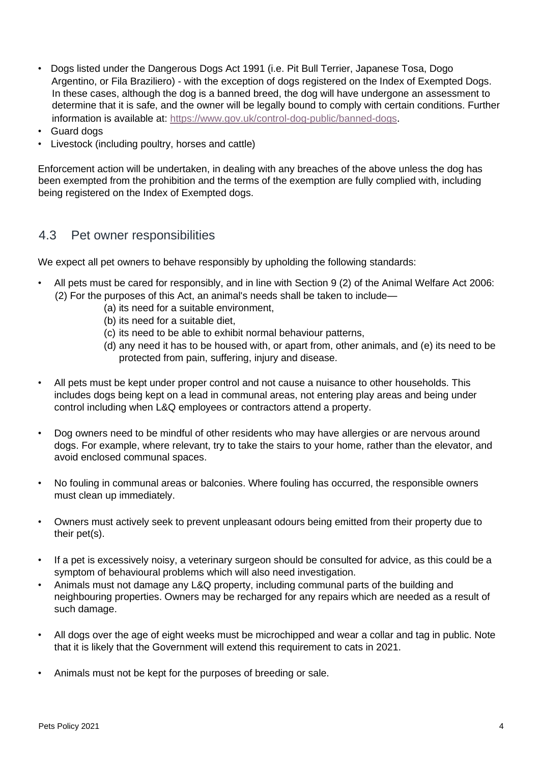- Dogs listed under the Dangerous Dogs Act 1991 (i.e. Pit Bull Terrier, Japanese Tosa, Dogo Argentino, or Fila Braziliero) - with the exception of dogs registered on the Index of Exempted Dogs. In these cases, although the dog is a banned breed, the dog will have undergone an assessment to determine that it is safe, and the owner will be legally bound to comply with certain conditions. Further information is available at: https://www.gov.uk/control-dog-public/banned-dogs.
- Guard dogs
- Livestock (including poultry, horses and cattle)

Enforcement action will be undertaken, in dealing with any breaches of the above unless the dog has been exempted from the prohibition and the terms of the exemption are fully complied with, including being registered on the Index of Exempted dogs.

## 4.3 Pet owner responsibilities

We expect all pet owners to behave responsibly by upholding the following standards:

- All pets must be cared for responsibly, and in line with Section 9 (2) of the Animal Welfare Act 2006:
  (2) For the purposes of this Act, an animal's needs shall be taken to include—
  - (a) its need for a suitable environment,
  - (b) its need for a suitable diet,
  - (c) its need to be able to exhibit normal behaviour patterns,
  - (d) any need it has to be housed with, or apart from, other animals, and (e) its need to be protected from pain, suffering, injury and disease.

- All pets must be kept under proper control and not cause a nuisance to other households. This includes dogs being kept on a lead in communal areas, not entering play areas and being under control including when L&Q employees or contractors attend a property.

- Dog owners need to be mindful of other residents who may have allergies or are nervous around dogs. For example, where relevant, try to take the stairs to your home, rather than the elevator, and avoid enclosed communal spaces.

- No fouling in communal areas or balconies. Where fouling has occurred, the responsible owners must clean up immediately.

- Owners must actively seek to prevent unpleasant odours being emitted from their property due to their pet(s).

- If a pet is excessively noisy, a veterinary surgeon should be consulted for advice, as this could be a symptom of behavioural problems which will also need investigation.
- Animals must not damage any L&Q property, including communal parts of the building and neighbouring properties. Owners may be recharged for any repairs which are needed as a result of such damage.

- All dogs over the age of eight weeks must be microchipped and wear a collar and tag in public. Note that it is likely that the Government will extend this requirement to cats in 2021.

- Animals must not be kept for the purposes of breeding or sale.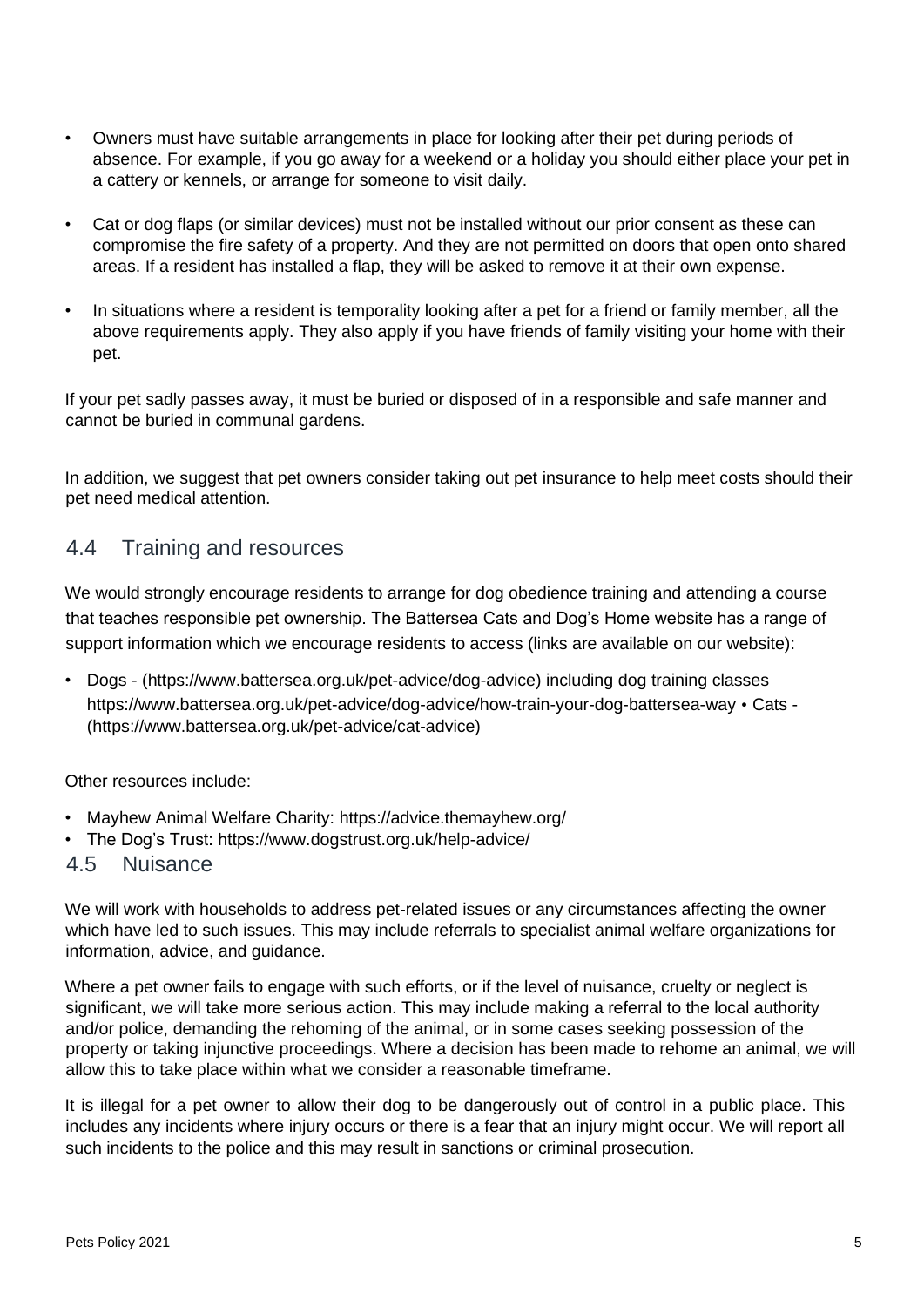- Owners must have suitable arrangements in place for looking after their pet during periods of absence. For example, if you go away for a weekend or a holiday you should either place your pet in a cattery or kennels, or arrange for someone to visit daily.
- Cat or dog flaps (or similar devices) must not be installed without our prior consent as these can compromise the fire safety of a property. And they are not permitted on doors that open onto shared areas. If a resident has installed a flap, they will be asked to remove it at their own expense.
- In situations where a resident is temporality looking after a pet for a friend or family member, all the above requirements apply. They also apply if you have friends of family visiting your home with their pet.

If your pet sadly passes away, it must be buried or disposed of in a responsible and safe manner and cannot be buried in communal gardens.

In addition, we suggest that pet owners consider taking out pet insurance to help meet costs should their pet need medical attention.

## 4.4 Training and resources

We would strongly encourage residents to arrange for dog obedience training and attending a course that teaches responsible pet ownership. The Battersea Cats and Dog's Home website has a range of support information which we encourage residents to access (links are available on our website):

- Dogs - (https://www.battersea.org.uk/pet-advice/dog-advice) including dog training classes https://www.battersea.org.uk/pet-advice/dog-advice/how-train-your-dog-battersea-way • Cats - (https://www.battersea.org.uk/pet-advice/cat-advice)

Other resources include:

- Mayhew Animal Welfare Charity: https://advice.themayhew.org/
- The Dog's Trust: https://www.dogstrust.org.uk/help-advice/

## 4.5 Nuisance

We will work with households to address pet-related issues or any circumstances affecting the owner which have led to such issues. This may include referrals to specialist animal welfare organizations for information, advice, and guidance.

Where a pet owner fails to engage with such efforts, or if the level of nuisance, cruelty or neglect is significant, we will take more serious action. This may include making a referral to the local authority and/or police, demanding the rehoming of the animal, or in some cases seeking possession of the property or taking injunctive proceedings. Where a decision has been made to rehome an animal, we will allow this to take place within what we consider a reasonable timeframe.

It is illegal for a pet owner to allow their dog to be dangerously out of control in a public place. This includes any incidents where injury occurs or there is a fear that an injury might occur. We will report all such incidents to the police and this may result in sanctions or criminal prosecution.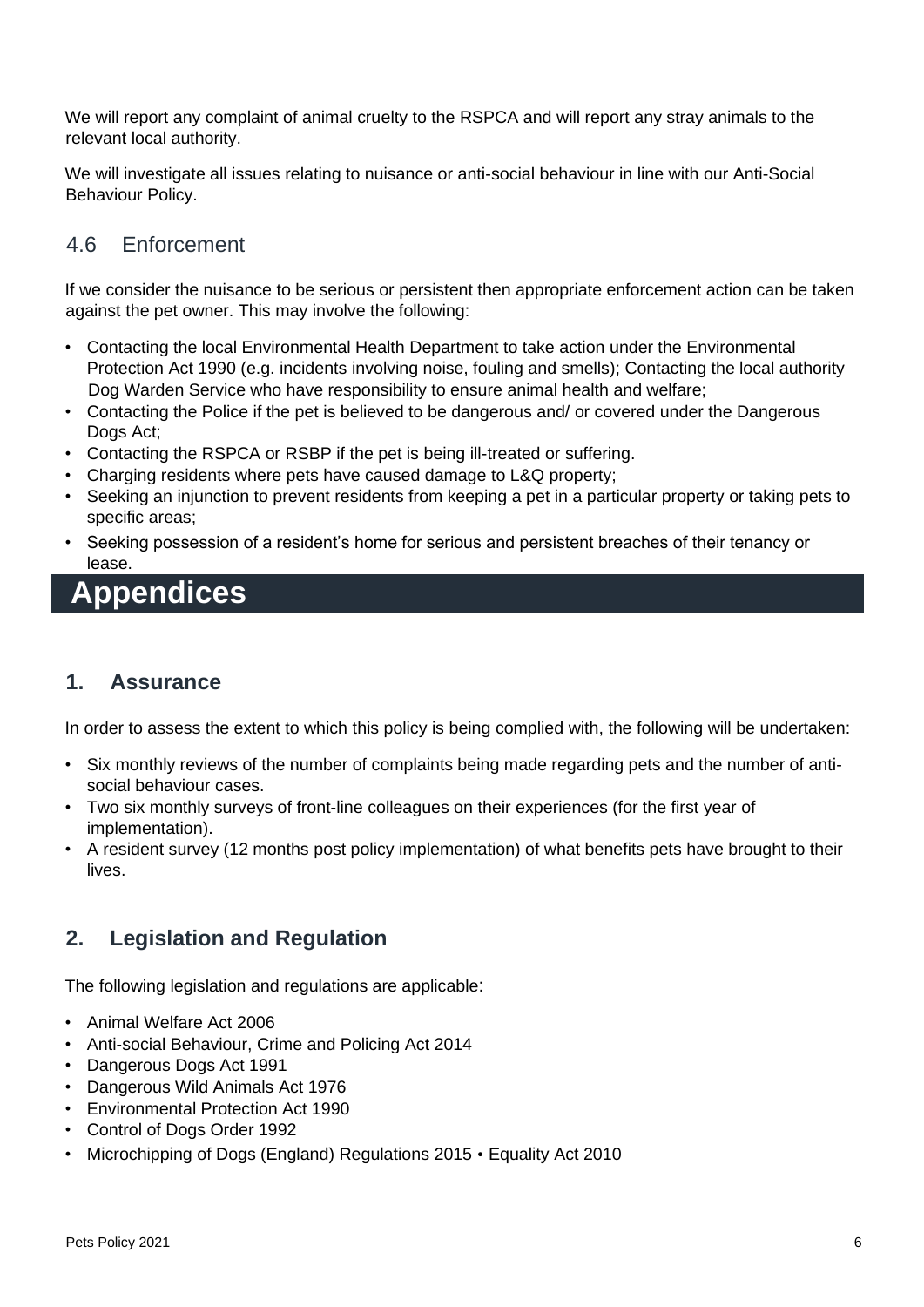We will report any complaint of animal cruelty to the RSPCA and will report any stray animals to the relevant local authority.

We will investigate all issues relating to nuisance or anti-social behaviour in line with our Anti-Social Behaviour Policy.

### 4.6 Enforcement

If we consider the nuisance to be serious or persistent then appropriate enforcement action can be taken against the pet owner. This may involve the following:

- Contacting the local Environmental Health Department to take action under the Environmental Protection Act 1990 (e.g. incidents involving noise, fouling and smells); Contacting the local authority Dog Warden Service who have responsibility to ensure animal health and welfare;
- Contacting the Police if the pet is believed to be dangerous and/ or covered under the Dangerous Dogs Act;
- Contacting the RSPCA or RSBP if the pet is being ill-treated or suffering.
- Charging residents where pets have caused damage to L&Q property;
- Seeking an injunction to prevent residents from keeping a pet in a particular property or taking pets to specific areas;
- Seeking possession of a resident's home for serious and persistent breaches of their tenancy or lease.

# Appendices

## 1. Assurance

In order to assess the extent to which this policy is being complied with, the following will be undertaken:

- Six monthly reviews of the number of complaints being made regarding pets and the number of anti-social behaviour cases.
- Two six monthly surveys of front-line colleagues on their experiences (for the first year of implementation).
- A resident survey (12 months post policy implementation) of what benefits pets have brought to their lives.

## 2. Legislation and Regulation

The following legislation and regulations are applicable:

- Animal Welfare Act 2006
- Anti-social Behaviour, Crime and Policing Act 2014
- Dangerous Dogs Act 1991
- Dangerous Wild Animals Act 1976
- Environmental Protection Act 1990
- Control of Dogs Order 1992
- Microchipping of Dogs (England) Regulations 2015 • Equality Act 2010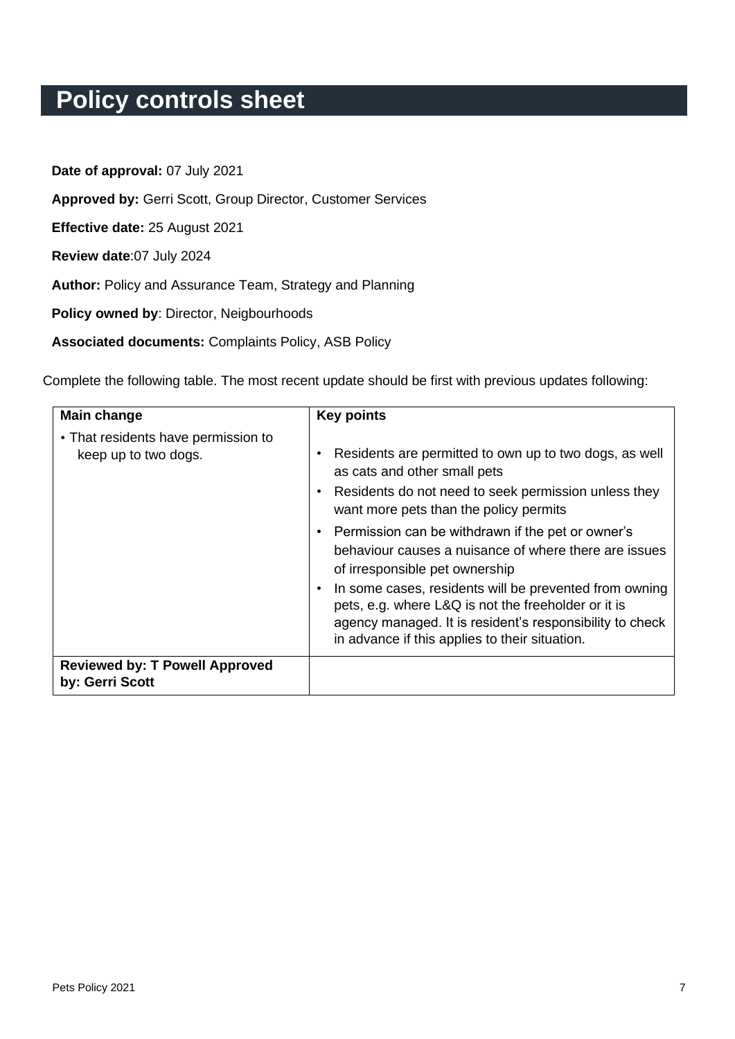# Policy controls sheet

**Date of approval:** 07 July 2021

**Approved by:** Gerri Scott, Group Director, Customer Services

**Effective date:** 25 August 2021

**Review date**:07 July 2024

**Author:** Policy and Assurance Team, Strategy and Planning

**Policy owned by**: Director, Neigbourhoods

**Associated documents:** Complaints Policy, ASB Policy

Complete the following table. The most recent update should be first with previous updates following:

| **Main change** | **Key points** |
| --- | --- |
| • That residents have permission to keep up to two dogs. | • Residents are permitted to own up to two dogs, as well as cats and other small pets<br>• Residents do not need to seek permission unless they want more pets than the policy permits<br>• Permission can be withdrawn if the pet or owner's behaviour causes a nuisance of where there are issues of irresponsible pet ownership<br>• In some cases, residents will be prevented from owning pets, e.g. where L&Q is not the freeholder or it is agency managed. It is resident's responsibility to check in advance if this applies to their situation. |
| **Reviewed by: T Powell Approved by: Gerri Scott** | |